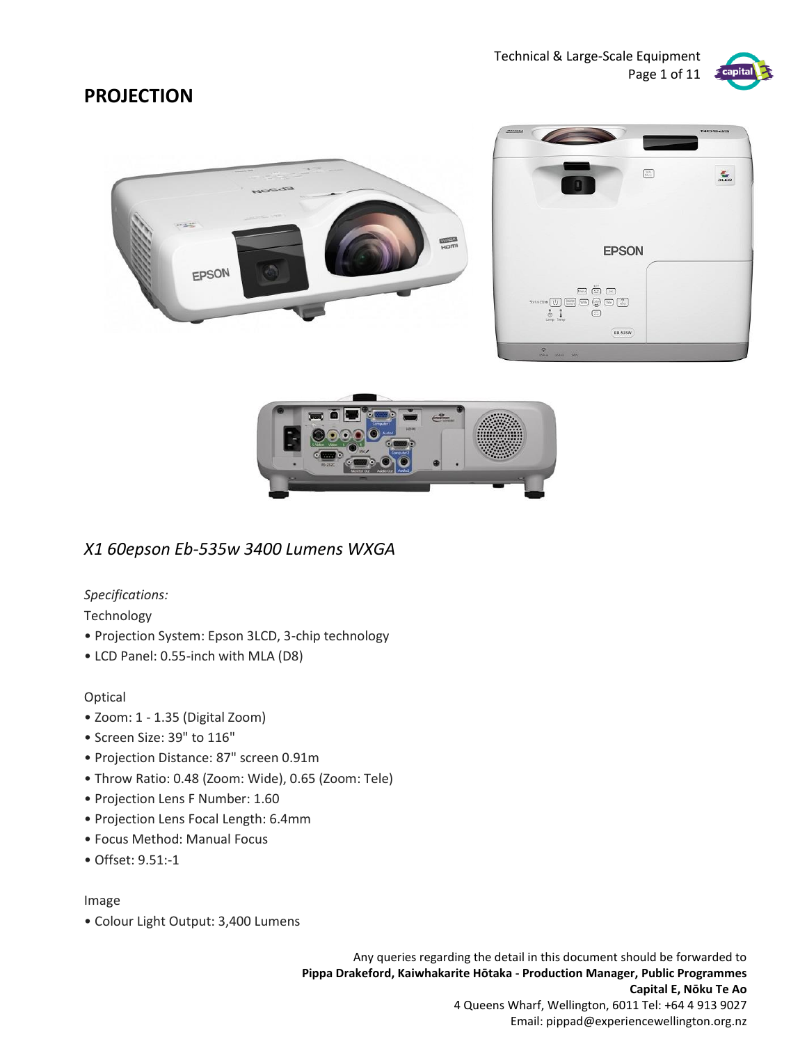# PROJECTION

*X1 60epson Eb-535w 3400 Lumens WXGA*

*Specifications:*

Technology

- Projection System: Epson 3LCD, 3-chip technology
- LCD Panel: 0.55-inch with MLA (D8)

Optical

- Zoom: 1 - 1.35 (Digital Zoom)
- Screen Size: 39" to 116"
- Projection Distance: 87" screen 0.91m
- Throw Ratio: 0.48 (Zoom: Wide), 0.65 (Zoom: Tele)
- Projection Lens F Number: 1.60
- Projection Lens Focal Length: 6.4mm
- Focus Method: Manual Focus
- Offset: 9.51:-1

Image

- Colour Light Output: 3,400 Lumens

Any queries regarding the detail in this document should be forwarded to
**Pippa Drakeford, Kaiwhakarite Hōtaka - Production Manager, Public Programmes**
**Capital E, Nōku Te Ao**
4 Queens Wharf, Wellington, 6011 Tel: +64 4 913 9027
Email: pippad@experiencewellington.org.nz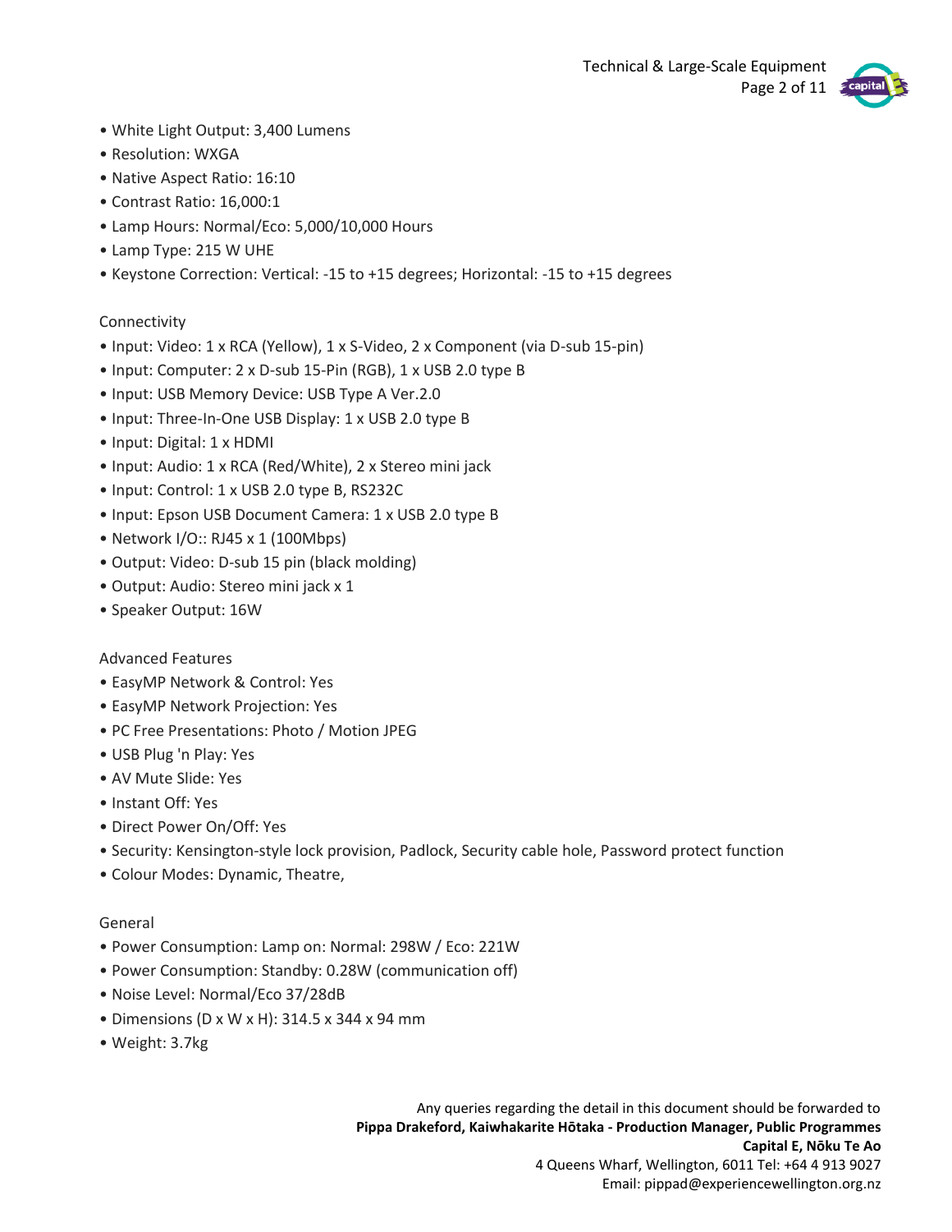- White Light Output: 3,400 Lumens
- Resolution: WXGA
- Native Aspect Ratio: 16:10
- Contrast Ratio: 16,000:1
- Lamp Hours: Normal/Eco: 5,000/10,000 Hours
- Lamp Type: 215 W UHE
- Keystone Correction: Vertical: -15 to +15 degrees; Horizontal: -15 to +15 degrees

Connectivity

- Input: Video: 1 x RCA (Yellow), 1 x S-Video, 2 x Component (via D-sub 15-pin)
- Input: Computer: 2 x D-sub 15-Pin (RGB), 1 x USB 2.0 type B
- Input: USB Memory Device: USB Type A Ver.2.0
- Input: Three-In-One USB Display: 1 x USB 2.0 type B
- Input: Digital: 1 x HDMI
- Input: Audio: 1 x RCA (Red/White), 2 x Stereo mini jack
- Input: Control: 1 x USB 2.0 type B, RS232C
- Input: Epson USB Document Camera: 1 x USB 2.0 type B
- Network I/O:: RJ45 x 1 (100Mbps)
- Output: Video: D-sub 15 pin (black molding)
- Output: Audio: Stereo mini jack x 1
- Speaker Output: 16W

Advanced Features

- EasyMP Network & Control: Yes
- EasyMP Network Projection: Yes
- PC Free Presentations: Photo / Motion JPEG
- USB Plug 'n Play: Yes
- AV Mute Slide: Yes
- Instant Off: Yes
- Direct Power On/Off: Yes
- Security: Kensington-style lock provision, Padlock, Security cable hole, Password protect function
- Colour Modes: Dynamic, Theatre,

General

- Power Consumption: Lamp on: Normal: 298W / Eco: 221W
- Power Consumption: Standby: 0.28W (communication off)
- Noise Level: Normal/Eco 37/28dB
- Dimensions (D x W x H): 314.5 x 344 x 94 mm
- Weight: 3.7kg

Any queries regarding the detail in this document should be forwarded to
**Pippa Drakeford, Kaiwhakarite Hōtaka - Production Manager, Public Programmes**
**Capital E, Nōku Te Ao**
4 Queens Wharf, Wellington, 6011 Tel: +64 4 913 9027
Email: pippad@experiencewellington.org.nz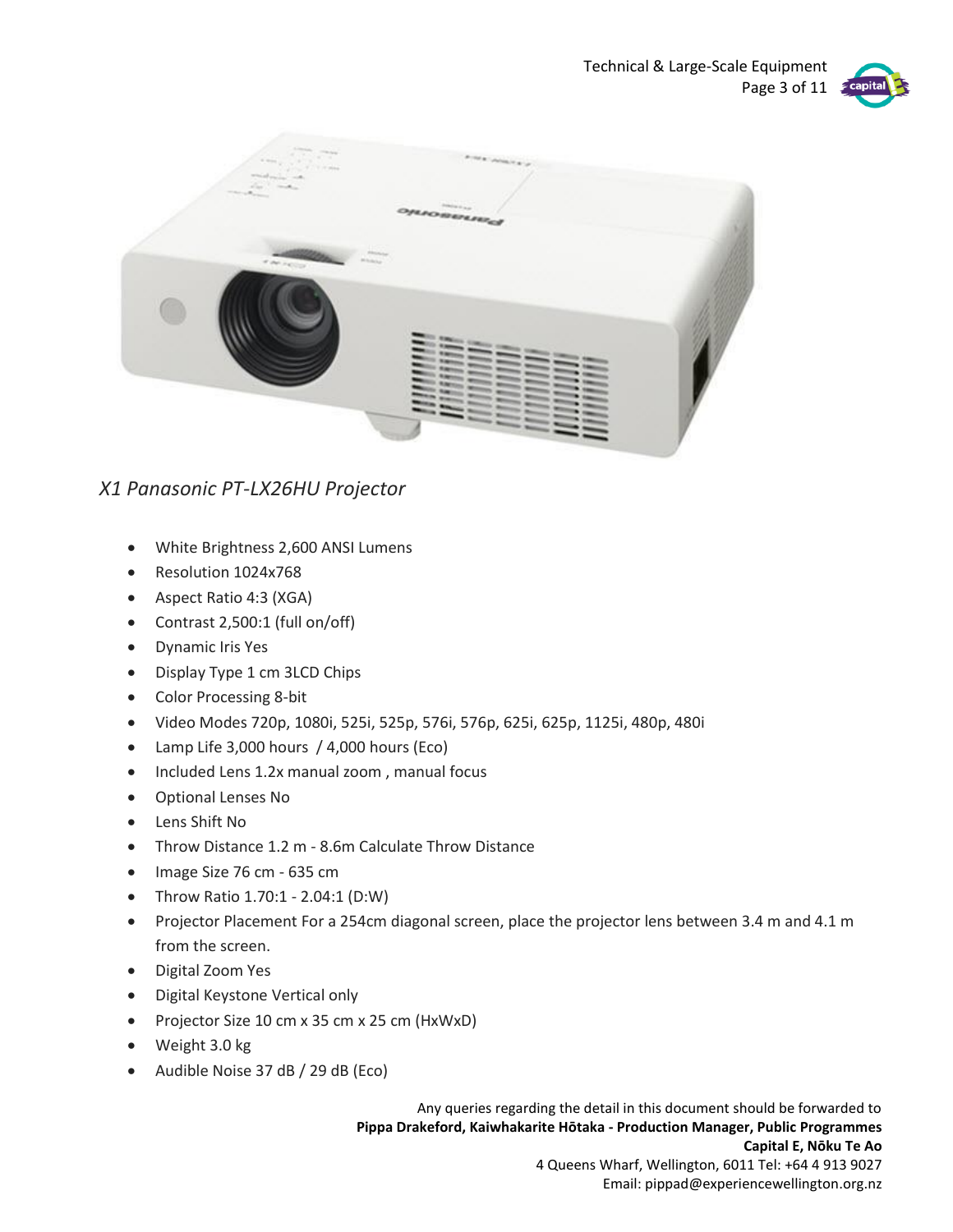*X1 Panasonic PT-LX26HU Projector*

- White Brightness 2,600 ANSI Lumens
- Resolution 1024x768
- Aspect Ratio 4:3 (XGA)
- Contrast 2,500:1 (full on/off)
- Dynamic Iris Yes
- Display Type 1 cm 3LCD Chips
- Color Processing 8-bit
- Video Modes 720p, 1080i, 525i, 525p, 576i, 576p, 625i, 625p, 1125i, 480p, 480i
- Lamp Life 3,000 hours / 4,000 hours (Eco)
- Included Lens 1.2x manual zoom , manual focus
- Optional Lenses No
- Lens Shift No
- Throw Distance 1.2 m - 8.6m Calculate Throw Distance
- Image Size 76 cm - 635 cm
- Throw Ratio 1.70:1 - 2.04:1 (D:W)
- Projector Placement For a 254cm diagonal screen, place the projector lens between 3.4 m and 4.1 m from the screen.
- Digital Zoom Yes
- Digital Keystone Vertical only
- Projector Size 10 cm x 35 cm x 25 cm (HxWxD)
- Weight 3.0 kg
- Audible Noise 37 dB / 29 dB (Eco)

Any queries regarding the detail in this document should be forwarded to
**Pippa Drakeford, Kaiwhakarite Hōtaka - Production Manager, Public Programmes**
**Capital E, Nōku Te Ao**
4 Queens Wharf, Wellington, 6011 Tel: +64 4 913 9027
Email: pippad@experiencewellington.org.nz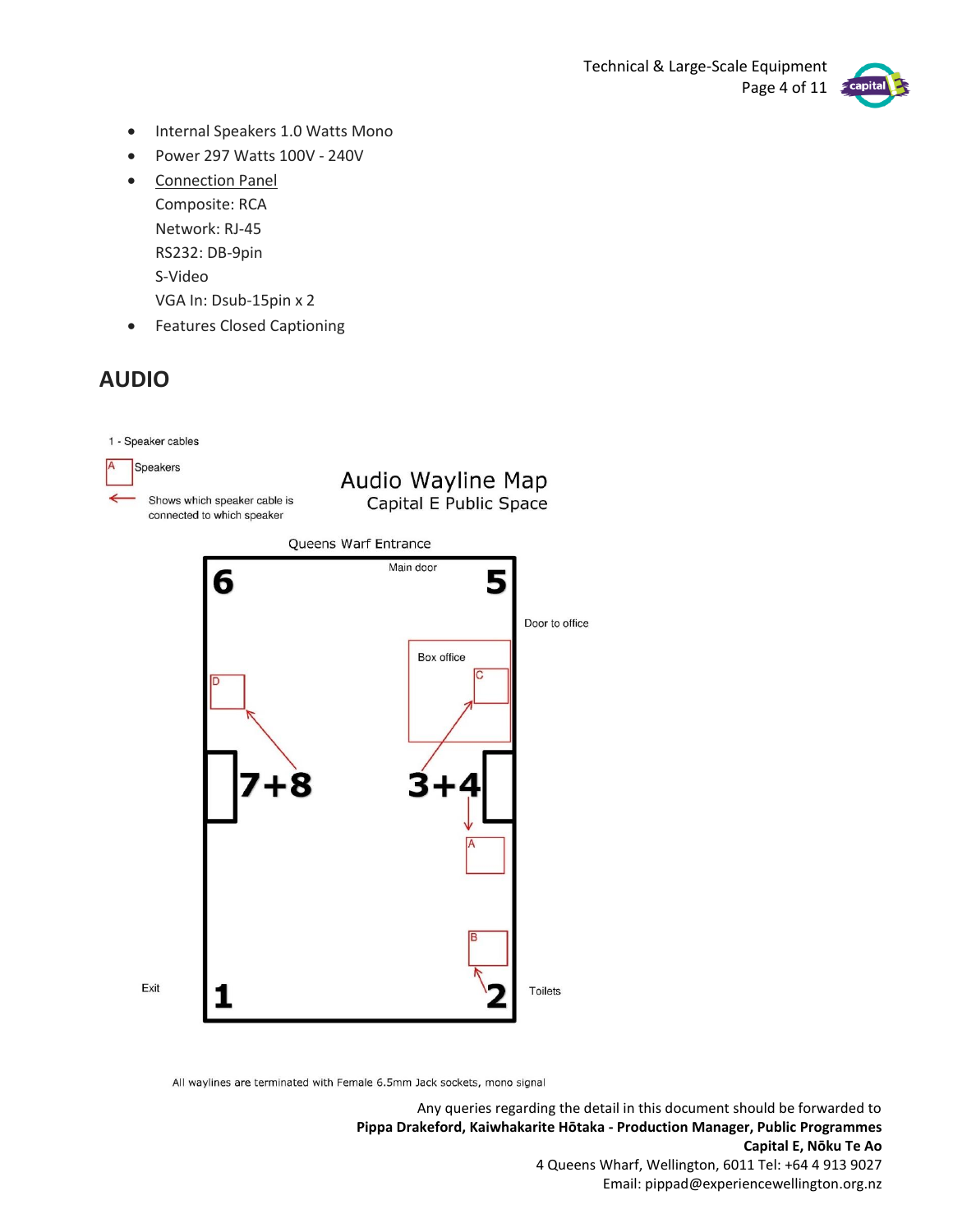- Internal Speakers 1.0 Watts Mono
- Power 297 Watts 100V - 240V
- Connection Panel
  Composite: RCA
  Network: RJ-45
  RS232: DB-9pin
  S-Video
  VGA In: Dsub-15pin x 2
- Features Closed Captioning

## AUDIO

1 - Speaker cables

A Speakers

← Shows which speaker cable is connected to which speaker

**Audio Wayline Map**
Capital E Public Space

Queens Warf Entrance

Main door

6 5

Door to office

Box office

C

D

7+8 3+4

A

B

Exit 1 2 Toilets

All waylines are terminated with Female 6.5mm Jack sockets, mono signal

Any queries regarding the detail in this document should be forwarded to
**Pippa Drakeford, Kaiwhakarite Hōtaka - Production Manager, Public Programmes**
**Capital E, Nōku Te Ao**
4 Queens Wharf, Wellington, 6011 Tel: +64 4 913 9027
Email: pippad@experiencewellington.org.nz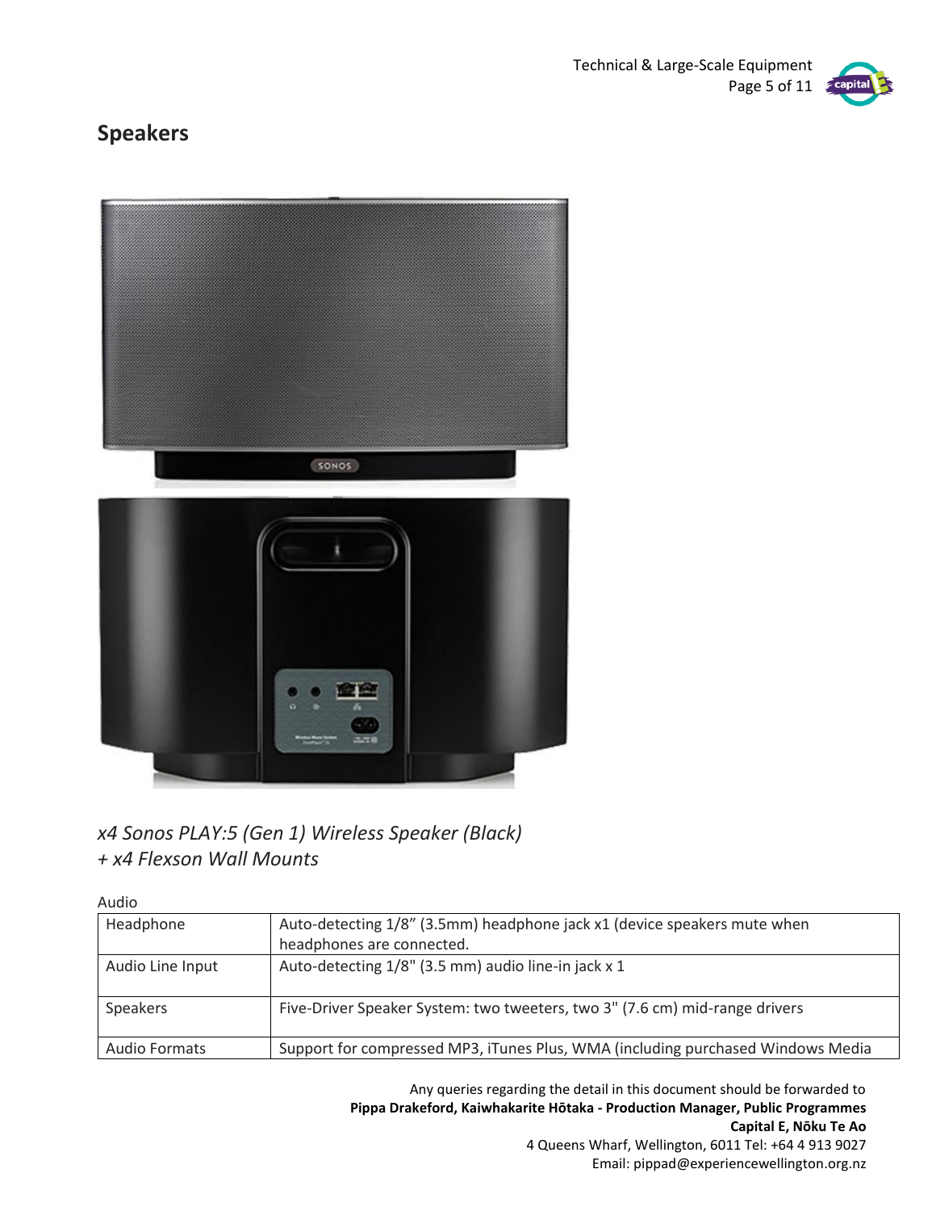## Speakers

*x4 Sonos PLAY:5 (Gen 1) Wireless Speaker (Black)*
*+ x4 Flexson Wall Mounts*

Audio

| | |
|---|---|
| Headphone | Auto-detecting 1/8" (3.5mm) headphone jack x1 (device speakers mute when headphones are connected. |
| Audio Line Input | Auto-detecting 1/8" (3.5 mm) audio line-in jack x 1 |
| Speakers | Five-Driver Speaker System: two tweeters, two 3" (7.6 cm) mid-range drivers |
| Audio Formats | Support for compressed MP3, iTunes Plus, WMA (including purchased Windows Media |

Any queries regarding the detail in this document should be forwarded to
**Pippa Drakeford, Kaiwhakarite Hōtaka - Production Manager, Public Programmes**
**Capital E, Nōku Te Ao**
4 Queens Wharf, Wellington, 6011 Tel: +64 4 913 9027
Email: pippad@experiencewellington.org.nz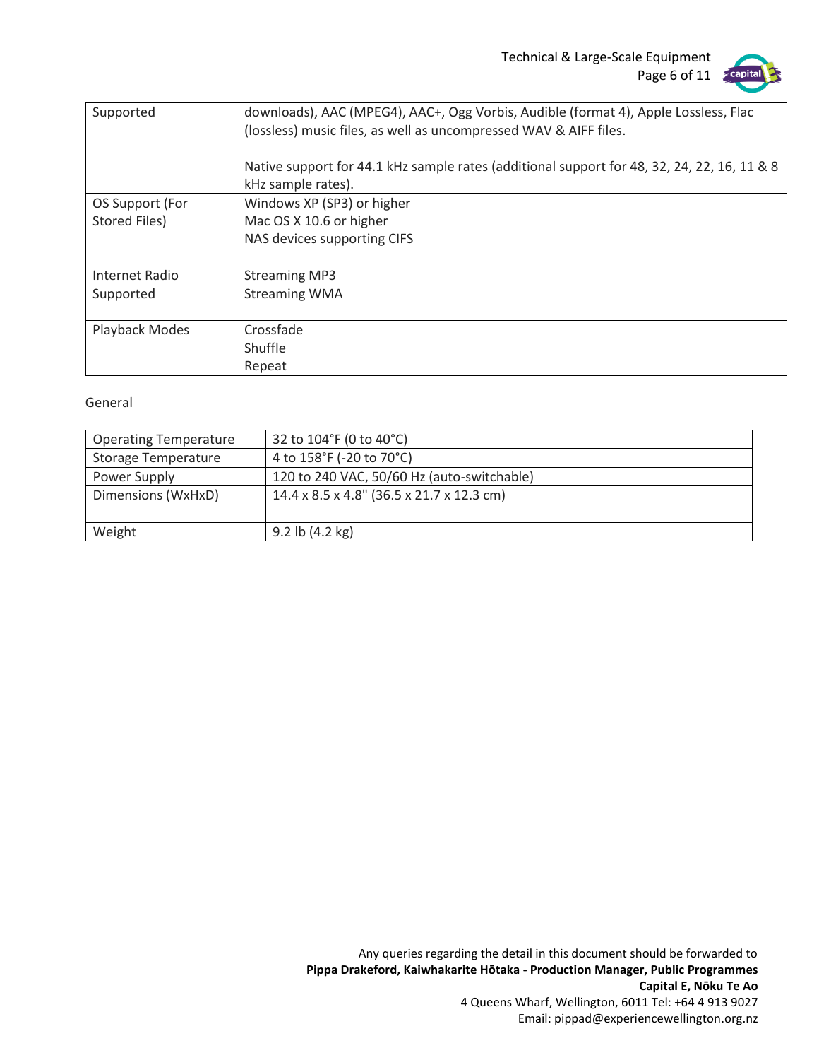| | |
|---|---|
| Supported | downloads), AAC (MPEG4), AAC+, Ogg Vorbis, Audible (format 4), Apple Lossless, Flac (lossless) music files, as well as uncompressed WAV & AIFF files.<br><br>Native support for 44.1 kHz sample rates (additional support for 48, 32, 24, 22, 16, 11 & 8 kHz sample rates). |
| OS Support (For Stored Files) | Windows XP (SP3) or higher<br>Mac OS X 10.6 or higher<br>NAS devices supporting CIFS |
| Internet Radio Supported | Streaming MP3<br>Streaming WMA |
| Playback Modes | Crossfade<br>Shuffle<br>Repeat |

General

| | |
|---|---|
| Operating Temperature | 32 to 104°F (0 to 40°C) |
| Storage Temperature | 4 to 158°F (-20 to 70°C) |
| Power Supply | 120 to 240 VAC, 50/60 Hz (auto-switchable) |
| Dimensions (WxHxD) | 14.4 x 8.5 x 4.8" (36.5 x 21.7 x 12.3 cm) |
| Weight | 9.2 lb (4.2 kg) |

Any queries regarding the detail in this document should be forwarded to
**Pippa Drakeford, Kaiwhakarite Hōtaka - Production Manager, Public Programmes**
**Capital E, Nōku Te Ao**
4 Queens Wharf, Wellington, 6011 Tel: +64 4 913 9027
Email: pippad@experiencewellington.org.nz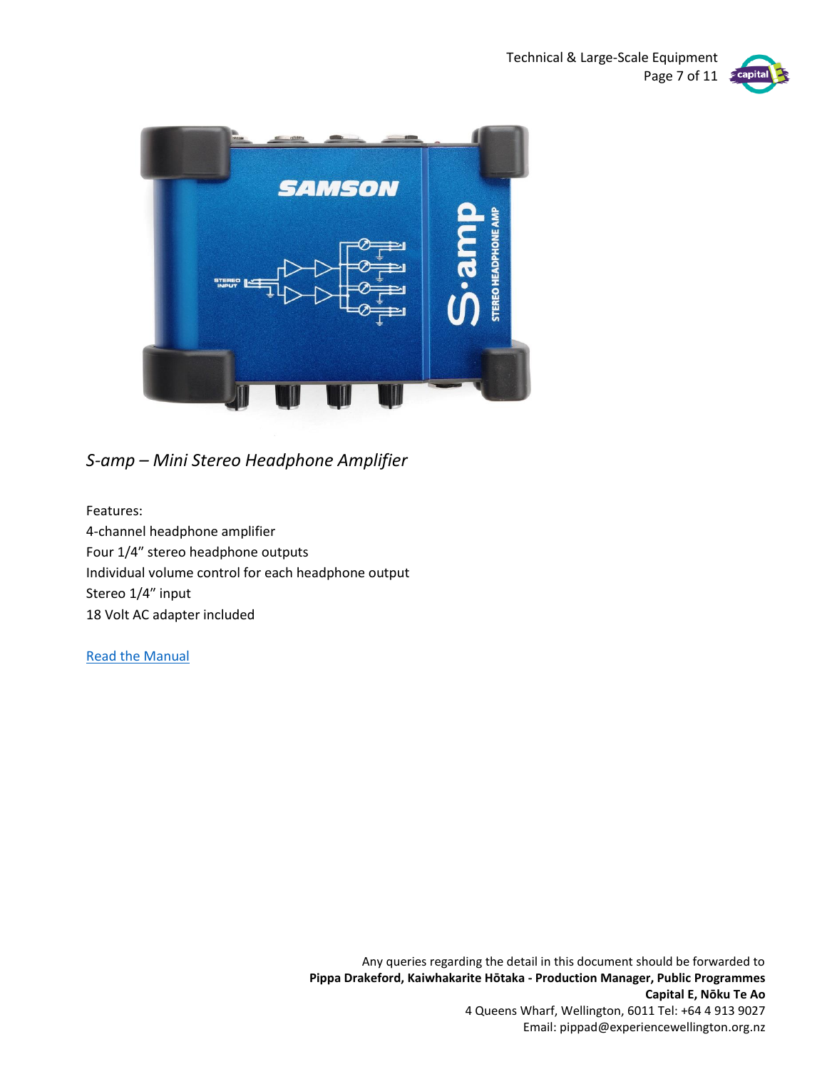*S-amp – Mini Stereo Headphone Amplifier*

Features:
4-channel headphone amplifier
Four 1/4" stereo headphone outputs
Individual volume control for each headphone output
Stereo 1/4" input
18 Volt AC adapter included

Read the Manual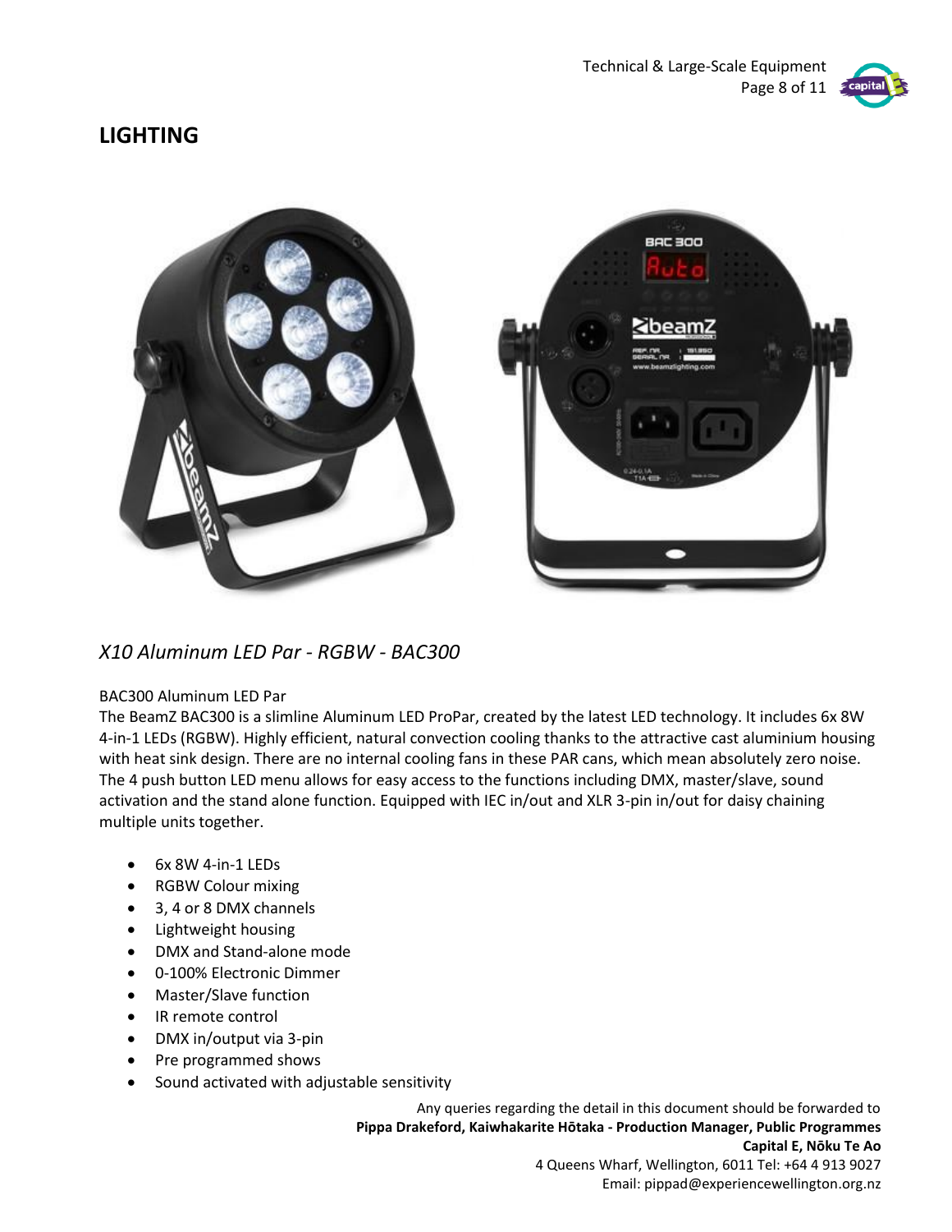# LIGHTING

*X10 Aluminum LED Par - RGBW - BAC300*

BAC300 Aluminum LED Par

The BeamZ BAC300 is a slimline Aluminum LED ProPar, created by the latest LED technology. It includes 6x 8W 4-in-1 LEDs (RGBW). Highly efficient, natural convection cooling thanks to the attractive cast aluminium housing with heat sink design. There are no internal cooling fans in these PAR cans, which mean absolutely zero noise. The 4 push button LED menu allows for easy access to the functions including DMX, master/slave, sound activation and the stand alone function. Equipped with IEC in/out and XLR 3-pin in/out for daisy chaining multiple units together.

- 6x 8W 4-in-1 LEDs
- RGBW Colour mixing
- 3, 4 or 8 DMX channels
- Lightweight housing
- DMX and Stand-alone mode
- 0-100% Electronic Dimmer
- Master/Slave function
- IR remote control
- DMX in/output via 3-pin
- Pre programmed shows
- Sound activated with adjustable sensitivity

Any queries regarding the detail in this document should be forwarded to
**Pippa Drakeford, Kaiwhakarite Hōtaka - Production Manager, Public Programmes**
**Capital E, Nōku Te Ao**
4 Queens Wharf, Wellington, 6011 Tel: +64 4 913 9027
Email: pippad@experiencewellington.org.nz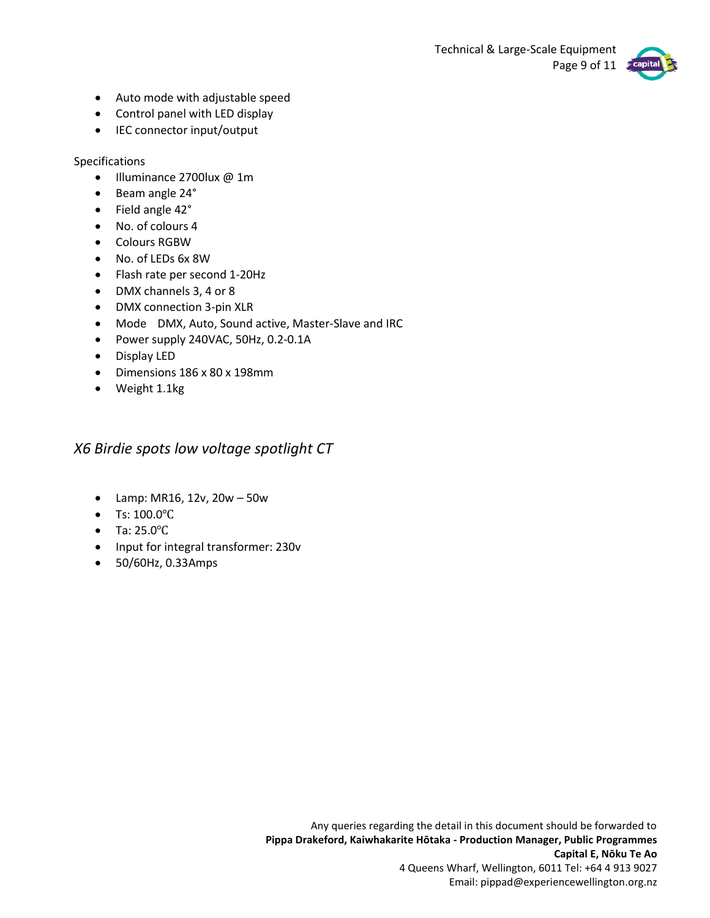- Auto mode with adjustable speed
- Control panel with LED display
- IEC connector input/output

Specifications

- Illuminance 2700lux @ 1m
- Beam angle 24°
- Field angle 42°
- No. of colours 4
- Colours RGBW
- No. of LEDs 6x 8W
- Flash rate per second 1-20Hz
- DMX channels 3, 4 or 8
- DMX connection 3-pin XLR
- Mode DMX, Auto, Sound active, Master-Slave and IRC
- Power supply 240VAC, 50Hz, 0.2-0.1A
- Display LED
- Dimensions 186 x 80 x 198mm
- Weight 1.1kg

## *X6 Birdie spots low voltage spotlight CT*

- Lamp: MR16, 12v, 20w – 50w
- Ts: 100.0℃
- Ta: 25.0℃
- Input for integral transformer: 230v
- 50/60Hz, 0.33Amps

Any queries regarding the detail in this document should be forwarded to
**Pippa Drakeford, Kaiwhakarite Hōtaka - Production Manager, Public Programmes**
**Capital E, Nōku Te Ao**
4 Queens Wharf, Wellington, 6011 Tel: +64 4 913 9027
Email: pippad@experiencewellington.org.nz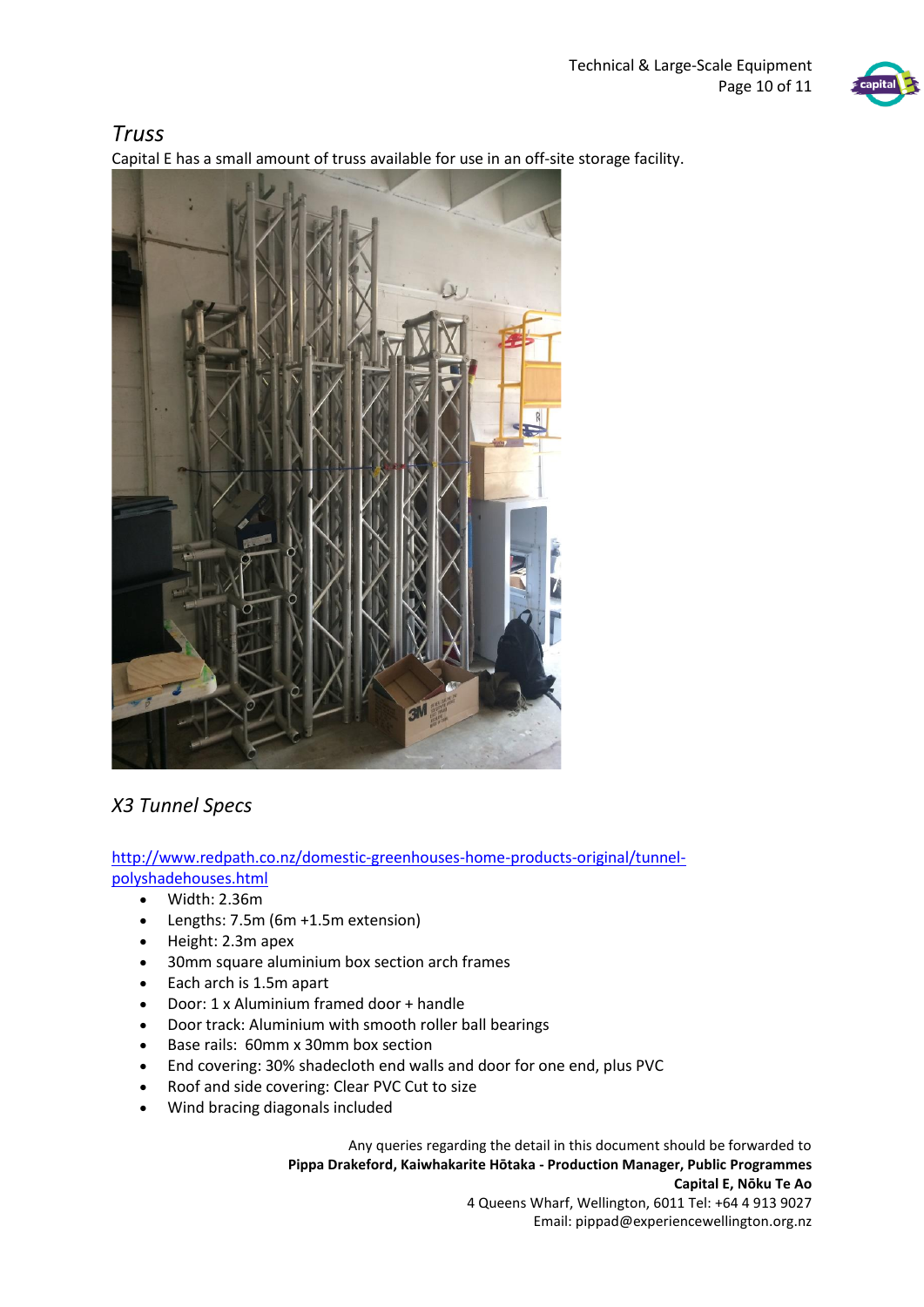## *Truss*

Capital E has a small amount of truss available for use in an off-site storage facility.

## *X3 Tunnel Specs*

[http://www.redpath.co.nz/domestic-greenhouses-home-products-original/tunnel-polyshadehouses.html](http://www.redpath.co.nz/domestic-greenhouses-home-products-original/tunnel-polyshadehouses.html)

- Width: 2.36m
- Lengths: 7.5m (6m +1.5m extension)
- Height: 2.3m apex
- 30mm square aluminium box section arch frames
- Each arch is 1.5m apart
- Door: 1 x Aluminium framed door + handle
- Door track: Aluminium with smooth roller ball bearings
- Base rails: 60mm x 30mm box section
- End covering: 30% shadecloth end walls and door for one end, plus PVC
- Roof and side covering: Clear PVC Cut to size
- Wind bracing diagonals included

Any queries regarding the detail in this document should be forwarded to
**Pippa Drakeford, Kaiwhakarite Hōtaka - Production Manager, Public Programmes**
**Capital E, Nōku Te Ao**
4 Queens Wharf, Wellington, 6011 Tel: +64 4 913 9027
Email: pippad@experiencewellington.org.nz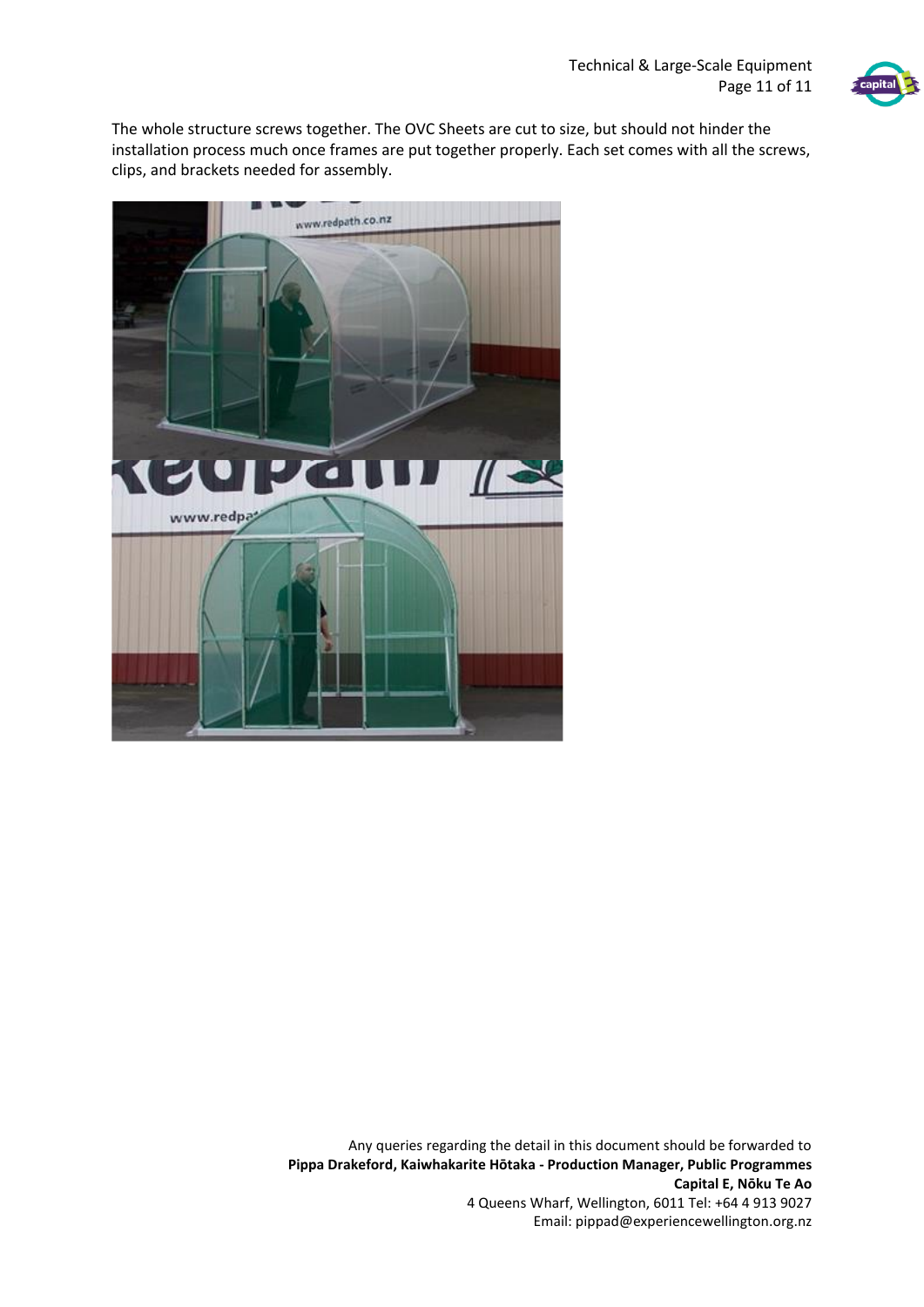The whole structure screws together. The OVC Sheets are cut to size, but should not hinder the installation process much once frames are put together properly. Each set comes with all the screws, clips, and brackets needed for assembly.

Any queries regarding the detail in this document should be forwarded to
**Pippa Drakeford, Kaiwhakarite Hōtaka - Production Manager, Public Programmes**
**Capital E, Nōku Te Ao**
4 Queens Wharf, Wellington, 6011 Tel: +64 4 913 9027
Email: pippad@experiencewellington.org.nz